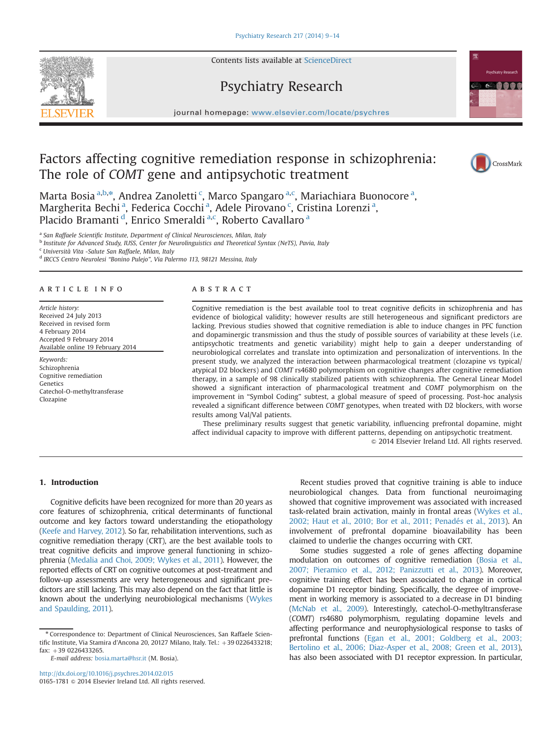# Factors affecting cognitive remediation response in schizophrenia: The role of *COMT* gene and antipsychotic treatment

Marta Bosia [a,b,*], Andrea Zanoletti [c], Marco Spangaro [a,c], Mariachiara Buonocore [a], Margherita Bechi [a], Federica Cocchi [a], Adele Pirovano [c], Cristina Lorenzi [a], Placido Bramanti [d], Enrico Smeraldi [a,c], Roberto Cavallaro [a]

[a] San Raffaele Scientific Institute, Department of Clinical Neurosciences, Milan, Italy
[b] Institute for Advanced Study, IUSS, Center for Neurolinguistics and Theoretical Syntax (NeTS), Pavia, Italy
[c] Università Vita -Salute San Raffaele, Milan, Italy
[d] IRCCS Centro Neurolesi "Bonino Pulejo", Via Palermo 113, 98121 Messina, Italy

## ARTICLE INFO

*Article history:*
Received 24 July 2013
Received in revised form
4 February 2014
Accepted 9 February 2014
Available online 19 February 2014

*Keywords:*
Schizophrenia
Cognitive remediation
Genetics
Catechol-O-methyltransferase
Clozapine

## ABSTRACT

Cognitive remediation is the best available tool to treat cognitive deficits in schizophrenia and has evidence of biological validity; however results are still heterogeneous and significant predictors are lacking. Previous studies showed that cognitive remediation is able to induce changes in PFC function and dopaminergic transmission and thus the study of possible sources of variability at these levels (i.e. antipsychotic treatments and genetic variability) might help to gain a deeper understanding of neurobiological correlates and translate into optimization and personalization of interventions. In the present study, we analyzed the interaction between pharmacological treatment (clozapine vs typical/atypical D2 blockers) and *COMT* rs4680 polymorphism on cognitive changes after cognitive remediation therapy, in a sample of 98 clinically stabilized patients with schizophrenia. The General Linear Model showed a significant interaction of pharmacological treatment and *COMT* polymorphism on the improvement in "Symbol Coding" subtest, a global measure of speed of processing. Post-hoc analysis revealed a significant difference between *COMT* genotypes, when treated with D2 blockers, with worse results among Val/Val patients.

These preliminary results suggest that genetic variability, influencing prefrontal dopamine, might affect individual capacity to improve with different patterns, depending on antipsychotic treatment.

© 2014 Elsevier Ireland Ltd. All rights reserved.

## 1. Introduction

Cognitive deficits have been recognized for more than 20 years as core features of schizophrenia, critical determinants of functional outcome and key factors toward understanding the etiopathology (Keefe and Harvey, 2012). So far, rehabilitation interventions, such as cognitive remediation therapy (CRT), are the best available tools to treat cognitive deficits and improve general functioning in schizophrenia (Medalia and Choi, 2009; Wykes et al., 2011). However, the reported effects of CRT on cognitive outcomes at post-treatment and follow-up assessments are very heterogeneous and significant predictors are still lacking. This may also depend on the fact that little is known about the underlying neurobiological mechanisms (Wykes and Spaulding, 2011).

Recent studies proved that cognitive training is able to induce neurobiological changes. Data from functional neuroimaging showed that cognitive improvement was associated with increased task-related brain activation, mainly in frontal areas (Wykes et al., 2002; Haut et al., 2010; Bor et al., 2011; Penadés et al., 2013). An involvement of prefrontal dopamine bioavailability has been claimed to underlie the changes occurring with CRT.

Some studies suggested a role of genes affecting dopamine modulation on outcomes of cognitive remediation (Bosia et al., 2007; Pieramico et al., 2012; Panizzutti et al., 2013). Moreover, cognitive training effect has been associated to change in cortical dopamine D1 receptor binding. Specifically, the degree of improvement in working memory is associated to a decrease in D1 binding (McNab et al., 2009). Interestingly, catechol-O-methyltransferase (*COMT*) rs4680 polymorphism, regulating dopamine levels and affecting performance and neurophysiological response to tasks of prefrontal functions (Egan et al., 2001; Goldberg et al., 2003; Bertolino et al., 2006; Diaz-Asper et al., 2008; Green et al., 2013), has also been associated with D1 receptor expression. In particular,

* Correspondence to: Department of Clinical Neurosciences, San Raffaele Scientific Institute, Via Stamira d'Ancona 20, 20127 Milano, Italy. Tel.: +39 0226433218; fax: +39 0226433265.
E-mail address: bosia.marta@hsr.it (M. Bosia).

http://dx.doi.org/10.1016/j.psychres.2014.02.015
0165-1781 © 2014 Elsevier Ireland Ltd. All rights reserved.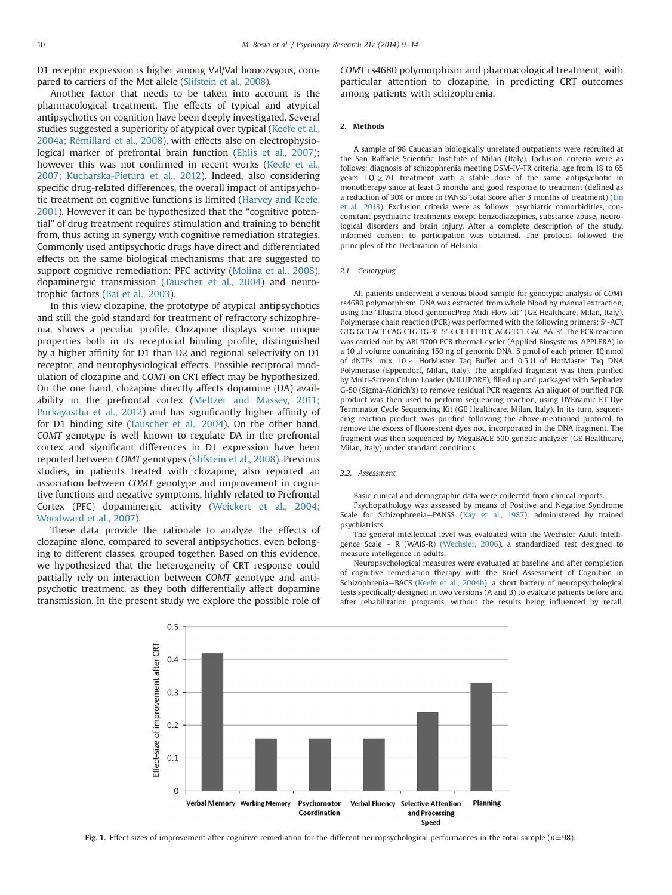D1 receptor expression is higher among Val/Val homozygous, compared to carriers of the Met allele (Slifstein et al., 2008).

Another factor that needs to be taken into account is the pharmacological treatment. The effects of typical and atypical antipsychotics on cognition have been deeply investigated. Several studies suggested a superiority of atypical over typical (Keefe et al., 2004a; Rémillard et al., 2008), with effects also on electrophysiological marker of prefrontal brain function (Ehlis et al., 2007); however this was not confirmed in recent works (Keefe et al., 2007; Kucharska-Pietura et al., 2012). Indeed, also considering specific drug-related differences, the overall impact of antipsychotic treatment on cognitive functions is limited (Harvey and Keefe, 2001). However it can be hypothesized that the "cognitive potential" of drug treatment requires stimulation and training to benefit from, thus acting in synergy with cognitive remediation strategies. Commonly used antipsychotic drugs have direct and differentiated effects on the same biological mechanisms that are suggested to support cognitive remediation: PFC activity (Molina et al., 2008), dopaminergic transmission (Tauscher et al., 2004) and neurotrophic factors (Bai et al., 2003).

In this view clozapine, the prototype of atypical antipsychotics and still the gold standard for treatment of refractory schizophrenia, shows a peculiar profile. Clozapine displays some unique properties both in its receptorial binding profile, distinguished by a higher affinity for D1 than D2 and regional selectivity on D1 receptor, and neurophysiological effects. Possible reciprocal modulation of clozapine and *COMT* on CRT effect may be hypothesized. On the one hand, clozapine directly affects dopamine (DA) availability in the prefrontal cortex (Meltzer and Massey, 2011; Purkayastha et al., 2012) and has significantly higher affinity of for D1 binding site (Tauscher et al., 2004). On the other hand, *COMT* genotype is well known to regulate DA in the prefrontal cortex and significant differences in D1 expression have been reported between *COMT* genotypes (Slifstein et al., 2008). Previous studies, in patients treated with clozapine, also reported an association between *COMT* genotype and improvement in cognitive functions and negative symptoms, highly related to Prefrontal Cortex (PFC) dopaminergic activity (Weickert et al., 2004; Woodward et al., 2007).

These data provide the rationale to analyze the effects of clozapine alone, compared to several antipsychotics, even belonging to different classes, grouped together. Based on this evidence, we hypothesized that the heterogeneity of CRT response could partially rely on interaction between *COMT* genotype and antipsychotic treatment, as they both differentially affect dopamine transmission. In the present study we explore the possible role of *COMT* rs4680 polymorphism and pharmacological treatment, with particular attention to clozapine, in predicting CRT outcomes among patients with schizophrenia.

## 2. Methods

A sample of 98 Caucasian biologically unrelated outpatients were recruited at the San Raffaele Scientific Institute of Milan (Italy). Inclusion criteria were as follows: diagnosis of schizophrenia meeting DSM-IV-TR criteria, age from 18 to 65 years, I.Q. ≥ 70, treatment with a stable dose of the same antipsychotic in monotherapy since at least 3 months and good response to treatment (defined as a reduction of 30% or more in PANSS Total Score after 3 months of treatment) (Lin et al., 2013). Exclusion criteria were as follows: psychiatric comorbidities, concomitant psychiatric treatments except benzodiazepines, substance abuse, neurological disorders and brain injury. After a complete description of the study, informed consent to participation was obtained. The protocol followed the principles of the Declaration of Helsinki.

### 2.1. Genotyping

All patients underwent a venous blood sample for genotypic analysis of *COMT* rs4680 polymorphism. DNA was extracted from whole blood by manual extraction, using the "Illustra blood genomicPrep Midi Flow kit" (GE Healthcare, Milan, Italy). Polymerase chain reaction (PCR) was performed with the following primers: 5′-ACT GTG GCT ACT CAG CTG TG-3′, 5′-CCT TTT TCC AGG TCT GAC AA-3′. The PCR reaction was carried out by ABI 9700 PCR thermal-cycler (Applied Biosystems, APPLERA) in a 10 μl volume containing 150 ng of genomic DNA, 5 pmol of each primer, 10 nmol of dNTPs' mix, 10× HotMaster Taq Buffer and 0.5 U of HotMaster Taq DNA Polymerase (Eppendorf, Milan, Italy). The amplified fragment was then purified by Multi-Screen Colum Loader (MILLIPORE), filled up and packaged with Sephadex G-50 (Sigma-Aldrich's) to remove residual PCR reagents. An aliquot of purified PCR product was then used to perform sequencing reaction, using DYEnamic ET Dye Terminator Cycle Sequencing Kit (GE Healthcare, Milan, Italy). In its turn, sequencing reaction product, was purified following the above-mentioned protocol, to remove the excess of fluorescent dyes not, incorporated in the DNA fragment. The fragment was then sequenced by MegaBACE 500 genetic analyzer (GE Healthcare, Milan, Italy) under standard conditions.

### 2.2. Assessment

Basic clinical and demographic data were collected from clinical reports.

Psychopathology was assessed by means of Positive and Negative Syndrome Scale for Schizophrenia—PANSS (Kay et al., 1987), administered by trained psychiatrists.

The general intellectual level was evaluated with the Wechsler Adult Intelligence Scale – R (WAIS-R) (Wechsler, 2006), a standardized test designed to measure intelligence in adults.

Neuropsychological measures were evaluated at baseline and after completion of cognitive remediation therapy with the Brief Assessment of Cognition in Schizophrenia—BACS (Keefe et al., 2004b), a short battery of neuropsychological tests specifically designed in two versions (A and B) to evaluate patients before and after rehabilitation programs, without the results being influenced by recall.

Effect-size of improvement after CRT
0.5
0.4
0.3
0.2
0.1
0
Verbal Memory
Working Memory
Psychomotor Coordination
Verbal Fluency
Selective Attention and Processing Speed
Planning

**Fig. 1.** Effect sizes of improvement after cognitive remediation for the different neuropsychological performances in the total sample ($n$=98).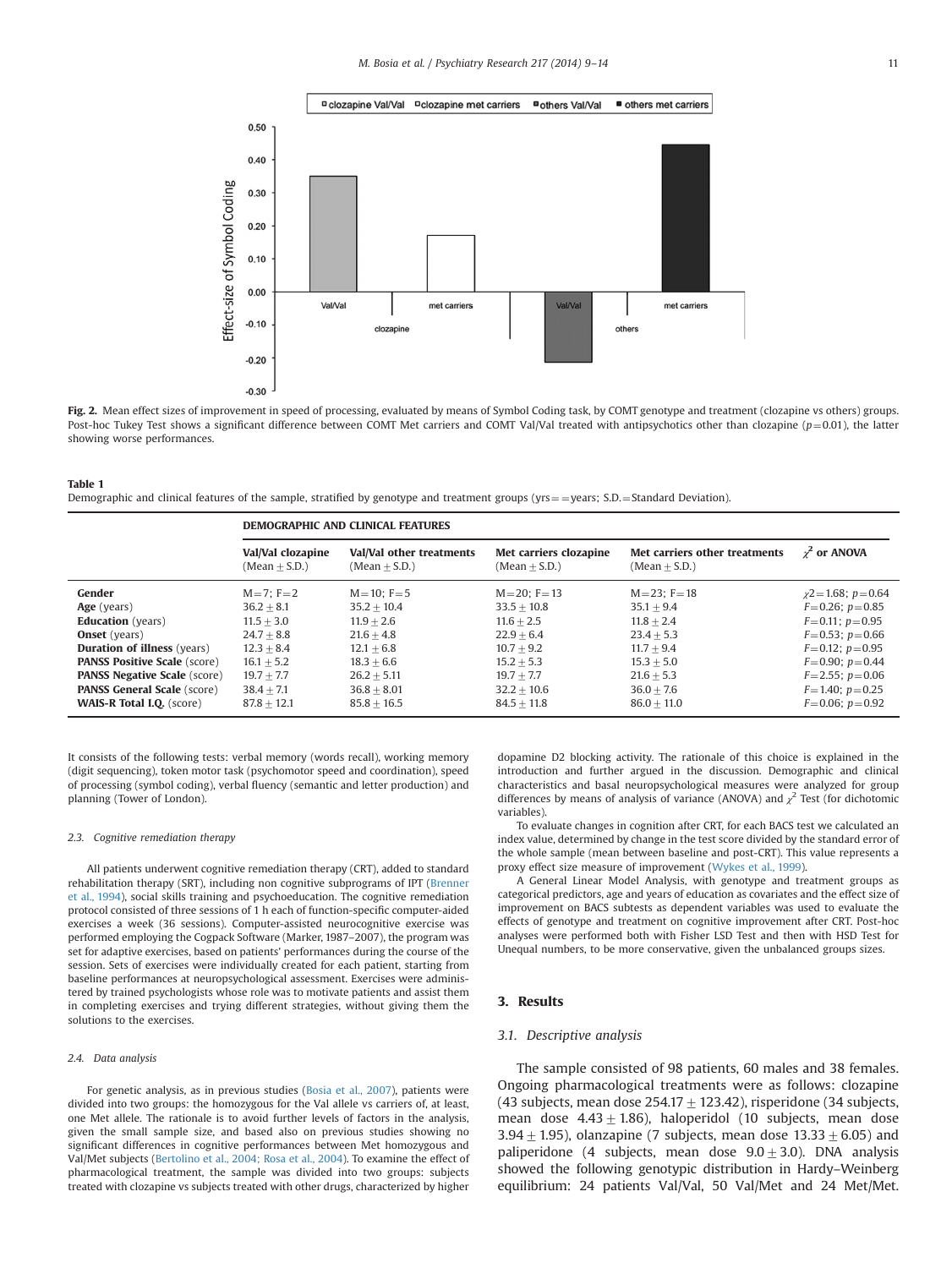clozapine Val/Val
clozapine met carriers
others Val/Val
others met carriers

Effect-size of Symbol Coding

0.50
0.40
0.30
0.20
0.10
0.00
-0.10
-0.20
-0.30

Val/Val
met carriers
clozapine
Val/Val
met carriers
others

**Fig. 2.** Mean effect sizes of improvement in speed of processing, evaluated by means of Symbol Coding task, by COMT genotype and treatment (clozapine vs others) groups. Post-hoc Tukey Test shows a significant difference between COMT Met carriers and COMT Val/Val treated with antipsychotics other than clozapine ($p=0.01$), the latter showing worse performances.

**Table 1**
Demographic and clinical features of the sample, stratified by genotype and treatment groups (yrs==years; S.D.=Standard Deviation).

| | **DEMOGRAPHIC AND CLINICAL FEATURES** | | | | |
|---|---|---|---|---|---|
| | **Val/Val clozapine** (Mean ± S.D.) | **Val/Val other treatments** (Mean ± S.D.) | **Met carriers clozapine** (Mean ± S.D.) | **Met carriers other treatments** (Mean ± S.D.) | **$\chi^2$ or ANOVA** |
| **Gender** | M=7; F=2 | M=10; F=5 | M=20; F=13 | M=23; F=18 | $\chi2=1.68$; $p=0.64$ |
| **Age** (years) | 36.2 ± 8.1 | 35.2 ± 10.4 | 33.5 ± 10.8 | 35.1 ± 9.4 | $F=0.26$; $p=0.85$ |
| **Education** (years) | 11.5 ± 3.0 | 11.9 ± 2.6 | 11.6 ± 2.5 | 11.8 ± 2.4 | $F=0.11$; $p=0.95$ |
| **Onset** (years) | 24.7 ± 8.8 | 21.6 ± 4.8 | 22.9 ± 6.4 | 23.4 ± 5.3 | $F=0.53$; $p=0.66$ |
| **Duration of illness** (years) | 12.3 ± 8.4 | 12.1 ± 6.8 | 10.7 ± 9.2 | 11.7 ± 9.4 | $F=0.12$; $p=0.95$ |
| **PANSS Positive Scale** (score) | 16.1 ± 5.2 | 18.3 ± 6.6 | 15.2 ± 5.3 | 15.3 ± 5.0 | $F=0.90$; $p=0.44$ |
| **PANSS Negative Scale** (score) | 19.7 ± 7.7 | 26.2 ± 5.11 | 19.7 ± 7.7 | 21.6 ± 5.3 | $F=2.55$; $p=0.06$ |
| **PANSS General Scale** (score) | 38.4 ± 7.1 | 36.8 ± 8.01 | 32.2 ± 10.6 | 36.0 ± 7.6 | $F=1.40$; $p=0.25$ |
| **WAIS-R Total I.Q.** (score) | 87.8 ± 12.1 | 85.8 ± 16.5 | 84.5 ± 11.8 | 86.0 ± 11.0 | $F=0.06$; $p=0.92$ |

It consists of the following tests: verbal memory (words recall), working memory (digit sequencing), token motor task (psychomotor speed and coordination), speed of processing (symbol coding), verbal fluency (semantic and letter production) and planning (Tower of London).

### 2.3. Cognitive remediation therapy

All patients underwent cognitive remediation therapy (CRT), added to standard rehabilitation therapy (SRT), including non cognitive subprograms of IPT (Brenner et al., 1994), social skills training and psychoeducation. The cognitive remediation protocol consisted of three sessions of 1 h each of function-specific computer-aided exercises a week (36 sessions). Computer-assisted neurocognitive exercise was performed employing the Cogpack Software (Marker, 1987–2007), the program was set for adaptive exercises, based on patients' performances during the course of the session. Sets of exercises were individually created for each patient, starting from baseline performances at neuropsychological assessment. Exercises were administered by trained psychologists whose role was to motivate patients and assist them in completing exercises and trying different strategies, without giving them the solutions to the exercises.

### 2.4. Data analysis

For genetic analysis, as in previous studies (Bosia et al., 2007), patients were divided into two groups: the homozygous for the Val allele vs carriers of, at least, one Met allele. The rationale is to avoid further levels of factors in the analysis, given the small sample size, and based also on previous studies showing no significant differences in cognitive performances between Met homozygous and Val/Met subjects (Bertolino et al., 2004; Rosa et al., 2004). To examine the effect of pharmacological treatment, the sample was divided into two groups: subjects treated with clozapine vs subjects treated with other drugs, characterized by higher dopamine D2 blocking activity. The rationale of this choice is explained in the introduction and further argued in the discussion. Demographic and clinical characteristics and basal neuropsychological measures were analyzed for group differences by means of analysis of variance (ANOVA) and $\chi^2$ Test (for dichotomic variables).

To evaluate changes in cognition after CRT, for each BACS test we calculated an index value, determined by change in the test score divided by the standard error of the whole sample (mean between baseline and post-CRT). This value represents a proxy effect size measure of improvement (Wykes et al., 1999).

A General Linear Model Analysis, with genotype and treatment groups as categorical predictors, age and years of education as covariates and the effect size of improvement on BACS subtests as dependent variables was used to evaluate the effects of genotype and treatment on cognitive improvement after CRT. Post-hoc analyses were performed both with Fisher LSD Test and then with HSD Test for Unequal numbers, to be more conservative, given the unbalanced groups sizes.

## 3. Results

### 3.1. Descriptive analysis

The sample consisted of 98 patients, 60 males and 38 females. Ongoing pharmacological treatments were as follows: clozapine (43 subjects, mean dose 254.17 ± 123.42), risperidone (34 subjects, mean dose 4.43 ± 1.86), haloperidol (10 subjects, mean dose 3.94 ± 1.95), olanzapine (7 subjects, mean dose 13.33 ± 6.05) and paliperidone (4 subjects, mean dose 9.0 ± 3.0). DNA analysis showed the following genotypic distribution in Hardy–Weinberg equilibrium: 24 patients Val/Val, 50 Val/Met and 24 Met/Met.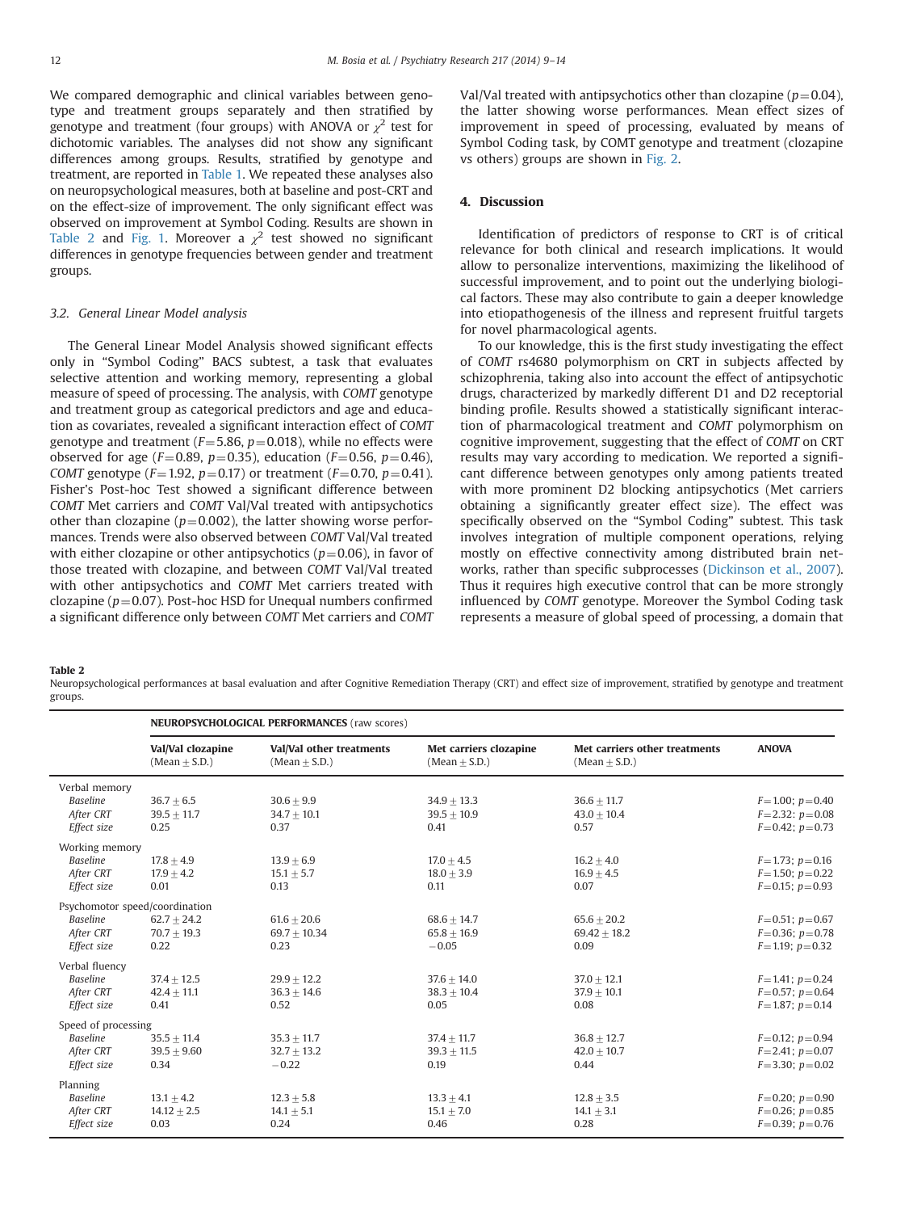We compared demographic and clinical variables between genotype and treatment groups separately and then stratified by genotype and treatment (four groups) with ANOVA or $\chi^2$ test for dichotomic variables. The analyses did not show any significant differences among groups. Results, stratified by genotype and treatment, are reported in Table 1. We repeated these analyses also on neuropsychological measures, both at baseline and post-CRT and on the effect-size of improvement. The only significant effect was observed on improvement at Symbol Coding. Results are shown in Table 2 and Fig. 1. Moreover a $\chi^2$ test showed no significant differences in genotype frequencies between gender and treatment groups.

### 3.2. General Linear Model analysis

The General Linear Model Analysis showed significant effects only in "Symbol Coding" BACS subtest, a task that evaluates selective attention and working memory, representing a global measure of speed of processing. The analysis, with *COMT* genotype and treatment group as categorical predictors and age and education as covariates, revealed a significant interaction effect of *COMT* genotype and treatment ($F=5.86$, $p=0.018$), while no effects were observed for age ($F=0.89$, $p=0.35$), education ($F=0.56$, $p=0.46$), *COMT* genotype ($F=1.92$, $p=0.17$) or treatment ($F=0.70$, $p=0.41$). Fisher's Post-hoc Test showed a significant difference between *COMT* Met carriers and *COMT* Val/Val treated with antipsychotics other than clozapine ($p=0.002$), the latter showing worse performances. Trends were also observed between *COMT* Val/Val treated with either clozapine or other antipsychotics ($p=0.06$), in favor of those treated with clozapine, and between *COMT* Val/Val treated with other antipsychotics and *COMT* Met carriers treated with clozapine ($p=0.07$). Post-hoc HSD for Unequal numbers confirmed a significant difference only between *COMT* Met carriers and *COMT* Val/Val treated with antipsychotics other than clozapine ($p=0.04$), the latter showing worse performances. Mean effect sizes of improvement in speed of processing, evaluated by means of Symbol Coding task, by COMT genotype and treatment (clozapine vs others) groups are shown in Fig. 2.

## 4. Discussion

Identification of predictors of response to CRT is of critical relevance for both clinical and research implications. It would allow to personalize interventions, maximizing the likelihood of successful improvement, and to point out the underlying biological factors. These may also contribute to gain a deeper knowledge into etiopathogenesis of the illness and represent fruitful targets for novel pharmacological agents.

To our knowledge, this is the first study investigating the effect of *COMT* rs4680 polymorphism on CRT in subjects affected by schizophrenia, taking also into account the effect of antipsychotic drugs, characterized by markedly different D1 and D2 receptorial binding profile. Results showed a statistically significant interaction of pharmacological treatment and *COMT* polymorphism on cognitive improvement, suggesting that the effect of *COMT* on CRT results may vary according to medication. We reported a significant difference between genotypes only among patients treated with more prominent D2 blocking antipsychotics (Met carriers obtaining a significantly greater effect size). The effect was specifically observed on the "Symbol Coding" subtest. This task involves integration of multiple component operations, relying mostly on effective connectivity among distributed brain networks, rather than specific subprocesses (Dickinson et al., 2007). Thus it requires high executive control that can be more strongly influenced by *COMT* genotype. Moreover the Symbol Coding task represents a measure of global speed of processing, a domain that

**Table 2**
Neuropsychological performances at basal evaluation and after Cognitive Remediation Therapy (CRT) and effect size of improvement, stratified by genotype and treatment groups.

| | **NEUROPSYCHOLOGICAL PERFORMANCES** (raw scores) | | | | |
|---|---|---|---|---|---|
| | **Val/Val clozapine** (Mean ± S.D.) | **Val/Val other treatments** (Mean ± S.D.) | **Met carriers clozapine** (Mean ± S.D.) | **Met carriers other treatments** (Mean ± S.D.) | **ANOVA** |
| Verbal memory | | | | | |
| *Baseline* | 36.7 ± 6.5 | 30.6 ± 9.9 | 34.9 ± 13.3 | 36.6 ± 11.7 | $F=1.00$; $p=0.40$ |
| *After CRT* | 39.5 ± 11.7 | 34.7 ± 10.1 | 39.5 ± 10.9 | 43.0 ± 10.4 | $F=2.32$: $p=0.08$ |
| *Effect size* | 0.25 | 0.37 | 0.41 | 0.57 | $F=0.42$; $p=0.73$ |
| Working memory | | | | | |
| *Baseline* | 17.8 ± 4.9 | 13.9 ± 6.9 | 17.0 ± 4.5 | 16.2 ± 4.0 | $F=1.73$; $p=0.16$ |
| *After CRT* | 17.9 ± 4.2 | 15.1 ± 5.7 | 18.0 ± 3.9 | 16.9 ± 4.5 | $F=1.50$; $p=0.22$ |
| *Effect size* | 0.01 | 0.13 | 0.11 | 0.07 | $F=0.15$; $p=0.93$ |
| Psychomotor speed/coordination | | | | | |
| *Baseline* | 62.7 ± 24.2 | 61.6 ± 20.6 | 68.6 ± 14.7 | 65.6 ± 20.2 | $F=0.51$; $p=0.67$ |
| *After CRT* | 70.7 ± 19.3 | 69.7 ± 10.34 | 65.8 ± 16.9 | 69.42 ± 18.2 | $F=0.36$; $p=0.78$ |
| *Effect size* | 0.22 | 0.23 | −0.05 | 0.09 | $F=1.19$; $p=0.32$ |
| Verbal fluency | | | | | |
| *Baseline* | 37.4 ± 12.5 | 29.9 ± 12.2 | 37.6 ± 14.0 | 37.0 ± 12.1 | $F=1.41$; $p=0.24$ |
| *After CRT* | 42.4 ± 11.1 | 36.3 ± 14.6 | 38.3 ± 10.4 | 37.9 ± 10.1 | $F=0.57$; $p=0.64$ |
| *Effect size* | 0.41 | 0.52 | 0.05 | 0.08 | $F=1.87$; $p=0.14$ |
| Speed of processing | | | | | |
| *Baseline* | 35.5 ± 11.4 | 35.3 ± 11.7 | 37.4 ± 11.7 | 36.8 ± 12.7 | $F=0.12$; $p=0.94$ |
| *After CRT* | 39.5 ± 9.60 | 32.7 ± 13.2 | 39.3 ± 11.5 | 42.0 ± 10.7 | $F=2.41$; $p=0.07$ |
| *Effect size* | 0.34 | −0.22 | 0.19 | 0.44 | $F=3.30$; $p=0.02$ |
| Planning | | | | | |
| *Baseline* | 13.1 ± 4.2 | 12.3 ± 5.8 | 13.3 ± 4.1 | 12.8 ± 3.5 | $F=0.20$; $p=0.90$ |
| *After CRT* | 14.12 ± 2.5 | 14.1 ± 5.1 | 15.1 ± 7.0 | 14.1 ± 3.1 | $F=0.26$; $p=0.85$ |
| *Effect size* | 0.03 | 0.24 | 0.46 | 0.28 | $F=0.39$; $p=0.76$ |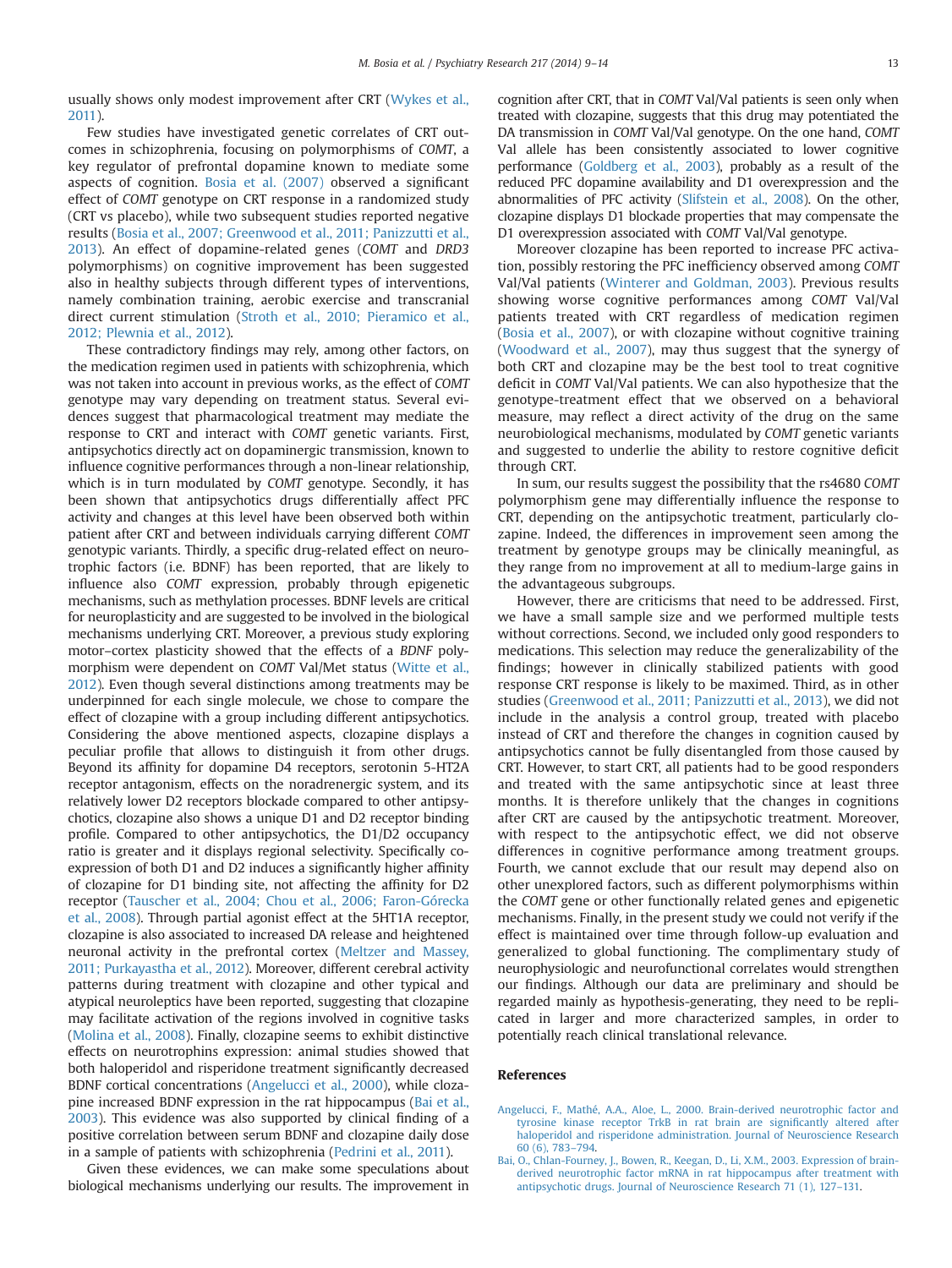usually shows only modest improvement after CRT (Wykes et al., 2011).

Few studies have investigated genetic correlates of CRT outcomes in schizophrenia, focusing on polymorphisms of *COMT*, a key regulator of prefrontal dopamine known to mediate some aspects of cognition. Bosia et al. (2007) observed a significant effect of *COMT* genotype on CRT response in a randomized study (CRT vs placebo), while two subsequent studies reported negative results (Bosia et al., 2007; Greenwood et al., 2011; Panizzutti et al., 2013). An effect of dopamine-related genes (*COMT* and *DRD3* polymorphisms) on cognitive improvement has been suggested also in healthy subjects through different types of interventions, namely combination training, aerobic exercise and transcranial direct current stimulation (Stroth et al., 2010; Pieramico et al., 2012; Plewnia et al., 2012).

These contradictory findings may rely, among other factors, on the medication regimen used in patients with schizophrenia, which was not taken into account in previous works, as the effect of *COMT* genotype may vary depending on treatment status. Several evidences suggest that pharmacological treatment may mediate the response to CRT and interact with *COMT* genetic variants. First, antipsychotics directly act on dopaminergic transmission, known to influence cognitive performances through a non-linear relationship, which is in turn modulated by *COMT* genotype. Secondly, it has been shown that antipsychotics drugs differentially affect PFC activity and changes at this level have been observed both within patient after CRT and between individuals carrying different *COMT* genotypic variants. Thirdly, a specific drug-related effect on neurotrophic factors (i.e. BDNF) has been reported, that are likely to influence also *COMT* expression, probably through epigenetic mechanisms, such as methylation processes. BDNF levels are critical for neuroplasticity and are suggested to be involved in the biological mechanisms underlying CRT. Moreover, a previous study exploring motor–cortex plasticity showed that the effects of a *BDNF* polymorphism were dependent on *COMT* Val/Met status (Witte et al., 2012). Even though several distinctions among treatments may be underpinned for each single molecule, we chose to compare the effect of clozapine with a group including different antipsychotics. Considering the above mentioned aspects, clozapine displays a peculiar profile that allows to distinguish it from other drugs. Beyond its affinity for dopamine D4 receptors, serotonin 5-HT2A receptor antagonism, effects on the noradrenergic system, and its relatively lower D2 receptors blockade compared to other antipsychotics, clozapine also shows a unique D1 and D2 receptor binding profile. Compared to other antipsychotics, the D1/D2 occupancy ratio is greater and it displays regional selectivity. Specifically co-expression of both D1 and D2 induces a significantly higher affinity of clozapine for D1 binding site, not affecting the affinity for D2 receptor (Tauscher et al., 2004; Chou et al., 2006; Faron-Górecka et al., 2008). Through partial agonist effect at the 5HT1A receptor, clozapine is also associated to increased DA release and heightened neuronal activity in the prefrontal cortex (Meltzer and Massey, 2011; Purkayastha et al., 2012). Moreover, different cerebral activity patterns during treatment with clozapine and other typical and atypical neuroleptics have been reported, suggesting that clozapine may facilitate activation of the regions involved in cognitive tasks (Molina et al., 2008). Finally, clozapine seems to exhibit distinctive effects on neurotrophins expression: animal studies showed that both haloperidol and risperidone treatment significantly decreased BDNF cortical concentrations (Angelucci et al., 2000), while clozapine increased BDNF expression in the rat hippocampus (Bai et al., 2003). This evidence was also supported by clinical finding of a positive correlation between serum BDNF and clozapine daily dose in a sample of patients with schizophrenia (Pedrini et al., 2011).

Given these evidences, we can make some speculations about biological mechanisms underlying our results. The improvement in cognition after CRT, that in *COMT* Val/Val patients is seen only when treated with clozapine, suggests that this drug may potentiated the DA transmission in *COMT* Val/Val genotype. On the one hand, *COMT* Val allele has been consistently associated to lower cognitive performance (Goldberg et al., 2003), probably as a result of the reduced PFC dopamine availability and D1 overexpression and the abnormalities of PFC activity (Slifstein et al., 2008). On the other, clozapine displays D1 blockade properties that may compensate the D1 overexpression associated with *COMT* Val/Val genotype.

Moreover clozapine has been reported to increase PFC activation, possibly restoring the PFC inefficiency observed among *COMT* Val/Val patients (Winterer and Goldman, 2003). Previous results showing worse cognitive performances among *COMT* Val/Val patients treated with CRT regardless of medication regimen (Bosia et al., 2007), or with clozapine without cognitive training (Woodward et al., 2007), may thus suggest that the synergy of both CRT and clozapine may be the best tool to treat cognitive deficit in *COMT* Val/Val patients. We can also hypothesize that the genotype-treatment effect that we observed on a behavioral measure, may reflect a direct activity of the drug on the same neurobiological mechanisms, modulated by *COMT* genetic variants and suggested to underlie the ability to restore cognitive deficit through CRT.

In sum, our results suggest the possibility that the rs4680 *COMT* polymorphism gene may differentially influence the response to CRT, depending on the antipsychotic treatment, particularly clozapine. Indeed, the differences in improvement seen among the treatment by genotype groups may be clinically meaningful, as they range from no improvement at all to medium-large gains in the advantageous subgroups.

However, there are criticisms that need to be addressed. First, we have a small sample size and we performed multiple tests without corrections. Second, we included only good responders to medications. This selection may reduce the generalizability of the findings; however in clinically stabilized patients with good response CRT response is likely to be maximed. Third, as in other studies (Greenwood et al., 2011; Panizzutti et al., 2013), we did not include in the analysis a control group, treated with placebo instead of CRT and therefore the changes in cognition caused by antipsychotics cannot be fully disentangled from those caused by CRT. However, to start CRT, all patients had to be good responders and treated with the same antipsychotic since at least three months. It is therefore unlikely that the changes in cognitions after CRT are caused by the antipsychotic treatment. Moreover, with respect to the antipsychotic effect, we did not observe differences in cognitive performance among treatment groups. Fourth, we cannot exclude that our result may depend also on other unexplored factors, such as different polymorphisms within the *COMT* gene or other functionally related genes and epigenetic mechanisms. Finally, in the present study we could not verify if the effect is maintained over time through follow-up evaluation and generalized to global functioning. The complimentary study of neurophysiologic and neurofunctional correlates would strengthen our findings. Although our data are preliminary and should be regarded mainly as hypothesis-generating, they need to be replicated in larger and more characterized samples, in order to potentially reach clinical translational relevance.

## References

Angelucci, F., Mathé, A.A., Aloe, L., 2000. Brain-derived neurotrophic factor and tyrosine kinase receptor TrkB in rat brain are significantly altered after haloperidol and risperidone administration. Journal of Neuroscience Research 60 (6), 783–794.

Bai, O., Chlan-Fourney, J., Bowen, R., Keegan, D., Li, X.M., 2003. Expression of brain-derived neurotrophic factor mRNA in rat hippocampus after treatment with antipsychotic drugs. Journal of Neuroscience Research 71 (1), 127–131.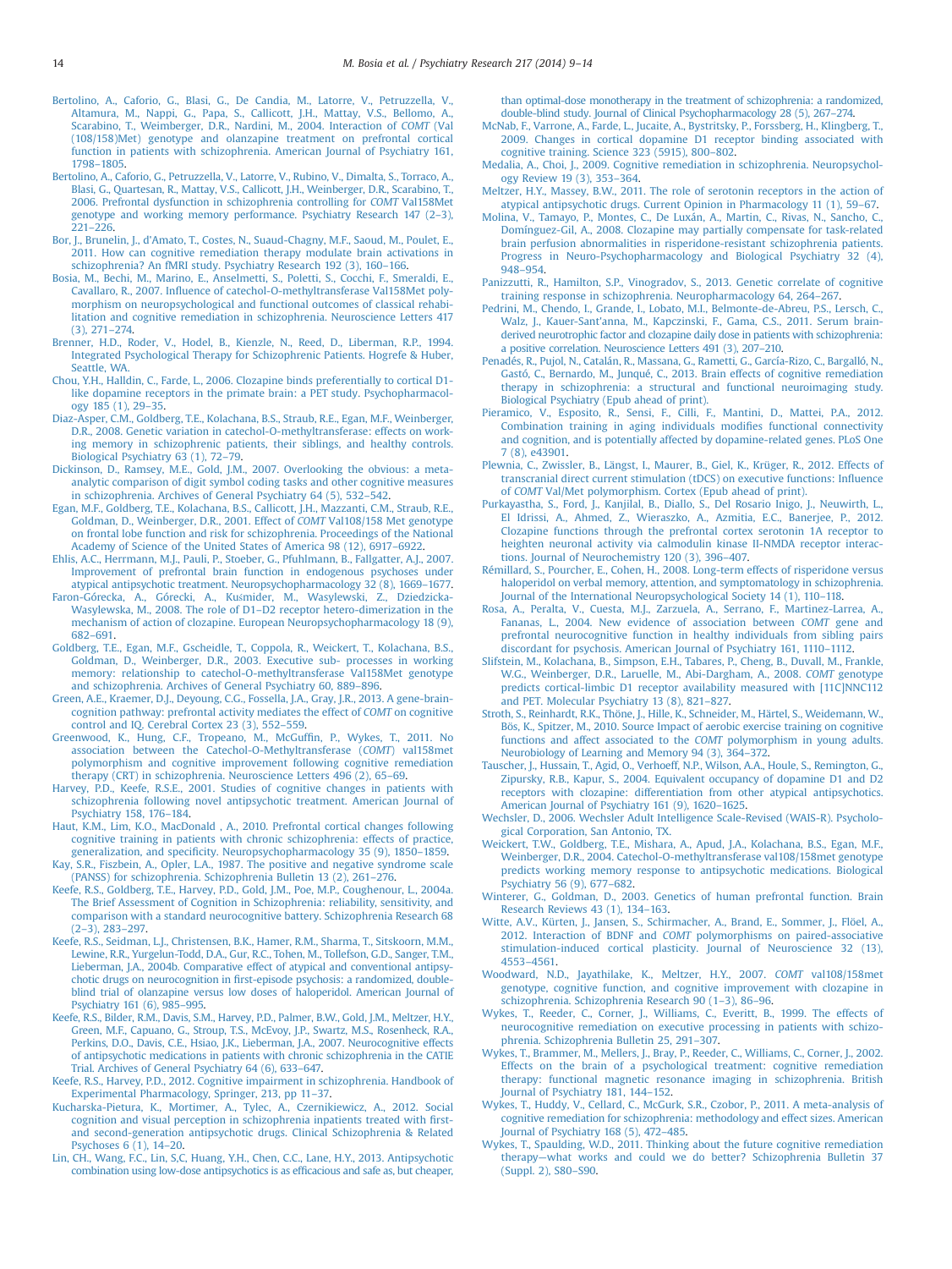Bertolino, A., Caforio, G., Blasi, G., De Candia, M., Latorre, V., Petruzzella, V., Altamura, M., Nappi, G., Papa, S., Callicott, J.H., Mattay, V.S., Bellomo, A., Scarabino, T., Weimberger, D.R., Nardini, M., 2004. Interaction of *COMT* (Val (108/158)Met) genotype and olanzapine treatment on prefrontal cortical function in patients with schizophrenia. American Journal of Psychiatry 161, 1798–1805.

Bertolino, A., Caforio, G., Petruzzella, V., Latorre, V., Rubino, V., Dimalta, S., Torraco, A., Blasi, G., Quartesan, R., Mattay, V.S., Callicott, J.H., Weinberger, D.R., Scarabino, T., 2006. Prefrontal dysfunction in schizophrenia controlling for *COMT* Val158Met genotype and working memory performance. Psychiatry Research 147 (2–3), 221–226.

Bor, J., Brunelin, J., d'Amato, T., Costes, N., Suaud-Chagny, M.F., Saoud, M., Poulet, E., 2011. How can cognitive remediation therapy modulate brain activations in schizophrenia? An fMRI study. Psychiatry Research 192 (3), 160–166.

Bosia, M., Bechi, M., Marino, E., Anselmetti, S., Poletti, S., Cocchi, F., Smeraldi, E., Cavallaro, R., 2007. Influence of catechol-O-methyltransferase Val158Met polymorphism on neuropsychological and functional outcomes of classical rehabilitation and cognitive remediation in schizophrenia. Neuroscience Letters 417 (3), 271–274.

Brenner, H.D., Roder, V., Hodel, B., Kienzle, N., Reed, D., Liberman, R.P., 1994. Integrated Psychological Therapy for Schizophrenic Patients. Hogrefe & Huber, Seattle, WA.

Chou, Y.H., Halldin, C., Farde, L., 2006. Clozapine binds preferentially to cortical D1-like dopamine receptors in the primate brain: a PET study. Psychopharmacology 185 (1), 29–35.

Diaz-Asper, C.M., Goldberg, T.E., Kolachana, B.S., Straub, R.E., Egan, M.F., Weinberger, D.R., 2008. Genetic variation in catechol-O-methyltransferase: effects on working memory in schizophrenic patients, their siblings, and healthy controls. Biological Psychiatry 63 (1), 72–79.

Dickinson, D., Ramsey, M.E., Gold, J.M., 2007. Overlooking the obvious: a meta-analytic comparison of digit symbol coding tasks and other cognitive measures in schizophrenia. Archives of General Psychiatry 64 (5), 532–542.

Egan, M.F., Goldberg, T.E., Kolachana, B.S., Callicott, J.H., Mazzanti, C.M., Straub, R.E., Goldman, D., Weinberger, D.R., 2001. Effect of *COMT* Val108/158 Met genotype on frontal lobe function and risk for schizophrenia. Proceedings of the National Academy of Science of the United States of America 98 (12), 6917–6922.

Ehlis, A.C., Herrmann, M.J., Pauli, P., Stoeber, G., Pfuhlmann, B., Fallgatter, A.J., 2007. Improvement of prefrontal brain function in endogenous psychoses under atypical antipsychotic treatment. Neuropsychopharmacology 32 (8), 1669–1677.

Faron-Górecka, A., Górecki, A., Kuśmider, M., Wasylewski, Z., Dziedzicka-Wasylewska, M., 2008. The role of D1–D2 receptor hetero-dimerization in the mechanism of action of clozapine. European Neuropsychopharmacology 18 (9), 682–691.

Goldberg, T.E., Egan, M.F., Gscheidle, T., Coppola, R., Weickert, T., Kolachana, B.S., Goldman, D., Weinberger, D.R., 2003. Executive sub- processes in working memory: relationship to catechol-O-methyltransferase Val158Met genotype and schizophrenia. Archives of General Psychiatry 60, 889–896.

Green, A.E., Kraemer, D.J., Deyoung, C.G., Fossella, J.A., Gray, J.R., 2013. A gene-brain-cognition pathway: prefrontal activity mediates the effect of *COMT* on cognitive control and IQ. Cerebral Cortex 23 (3), 552–559.

Greenwood, K., Hung, C.F., Tropeano, M., McGuffin, P., Wykes, T., 2011. No association between the Catechol-O-Methyltransferase (*COMT*) val158met polymorphism and cognitive improvement following cognitive remediation therapy (CRT) in schizophrenia. Neuroscience Letters 496 (2), 65–69.

Harvey, P.D., Keefe, R.S.E., 2001. Studies of cognitive changes in patients with schizophrenia following novel antipsychotic treatment. American Journal of Psychiatry 158, 176–184.

Haut, K.M., Lim, K.O., MacDonald , A., 2010. Prefrontal cortical changes following cognitive training in patients with chronic schizophrenia: effects of practice, generalization, and specificity. Neuropsychopharmacology 35 (9), 1850–1859.

Kay, S.R., Fiszbein, A., Opler, L.A., 1987. The positive and negative syndrome scale (PANSS) for schizophrenia. Schizophrenia Bulletin 13 (2), 261–276.

Keefe, R.S., Goldberg, T.E., Harvey, P.D., Gold, J.M., Poe, M.P., Coughenour, L., 2004a. The Brief Assessment of Cognition in Schizophrenia: reliability, sensitivity, and comparison with a standard neurocognitive battery. Schizophrenia Research 68 (2–3), 283–297.

Keefe, R.S., Seidman, L.J., Christensen, B.K., Hamer, R.M., Sharma, T., Sitskoorn, M.M., Lewine, R.R., Yurgelun-Todd, D.A., Gur, R.C., Tohen, M., Tollefson, G.D., Sanger, T.M., Lieberman, J.A., 2004b. Comparative effect of atypical and conventional antipsychotic drugs on neurocognition in first-episode psychosis: a randomized, double-blind trial of olanzapine versus low doses of haloperidol. American Journal of Psychiatry 161 (6), 985–995.

Keefe, R.S., Bilder, R.M., Davis, S.M., Harvey, P.D., Palmer, B.W., Gold, J.M., Meltzer, H.Y., Green, M.F., Capuano, G., Stroup, T.S., McEvoy, J.P., Swartz, M.S., Rosenheck, R.A., Perkins, D.O., Davis, C.E., Hsiao, J.K., Lieberman, J.A., 2007. Neurocognitive effects of antipsychotic medications in patients with chronic schizophrenia in the CATIE Trial. Archives of General Psychiatry 64 (6), 633–647.

Keefe, R.S., Harvey, P.D., 2012. Cognitive impairment in schizophrenia. Handbook of Experimental Pharmacology, Springer, 213, pp 11–37.

Kucharska-Pietura, K., Mortimer, A., Tylec, A., Czernikiewicz, A., 2012. Social cognition and visual perception in schizophrenia inpatients treated with first- and second-generation antipsychotic drugs. Clinical Schizophrenia & Related Psychoses 6 (1), 14–20.

Lin, CH., Wang, F.C., Lin, S.C, Huang, Y.H., Chen, C.C., Lane, H.Y., 2013. Antipsychotic combination using low-dose antipsychotics is as efficacious and safe as, but cheaper, than optimal-dose monotherapy in the treatment of schizophrenia: a randomized, double-blind study. Journal of Clinical Psychopharmacology 28 (5), 267–274.

McNab, F., Varrone, A., Farde, L., Jucaite, A., Bystritsky, P., Forssberg, H., Klingberg, T., 2009. Changes in cortical dopamine D1 receptor binding associated with cognitive training. Science 323 (5915), 800–802.

Medalia, A., Choi, J., 2009. Cognitive remediation in schizophrenia. Neuropsychology Review 19 (3), 353–364.

Meltzer, H.Y., Massey, B.W., 2011. The role of serotonin receptors in the action of atypical antipsychotic drugs. Current Opinion in Pharmacology 11 (1), 59–67.

Molina, V., Tamayo, P., Montes, C., De Luxán, A., Martin, C., Rivas, N., Sancho, C., Domínguez-Gil, A., 2008. Clozapine may partially compensate for task-related brain perfusion abnormalities in risperidone-resistant schizophrenia patients. Progress in Neuro-Psychopharmacology and Biological Psychiatry 32 (4), 948–954.

Panizzutti, R., Hamilton, S.P., Vinogradov, S., 2013. Genetic correlate of cognitive training response in schizophrenia. Neuropharmacology 64, 264–267.

Pedrini, M., Chendo, I., Grande, I., Lobato, M.I., Belmonte-de-Abreu, P.S., Lersch, C., Walz, J., Kauer-Sant'anna, M., Kapczinski, F., Gama, C.S., 2011. Serum brain-derived neurotrophic factor and clozapine daily dose in patients with schizophrenia: a positive correlation. Neuroscience Letters 491 (3), 207–210.

Penadés, R., Pujol, N., Catalán, R., Massana, G., Rametti, G., García-Rizo, C., Bargalló, N., Gastó, C., Bernardo, M., Junqué, C., 2013. Brain effects of cognitive remediation therapy in schizophrenia: a structural and functional neuroimaging study. Biological Psychiatry (Epub ahead of print).

Pieramico, V., Esposito, R., Sensi, F., Cilli, F., Mantini, D., Mattei, P.A., 2012. Combination training in aging individuals modifies functional connectivity and cognition, and is potentially affected by dopamine-related genes. PLoS One 7 (8), e43901.

Plewnia, C., Zwissler, B., Längst, I., Maurer, B., Giel, K., Krüger, R., 2012. Effects of transcranial direct current stimulation (tDCS) on executive functions: Influence of *COMT* Val/Met polymorphism. Cortex (Epub ahead of print).

Purkayastha, S., Ford, J., Kanjilal, B., Diallo, S., Del Rosario Inigo, J., Neuwirth, L., El Idrissi, A., Ahmed, Z., Wieraszko, A., Azmitia, E.C., Banerjee, P., 2012. Clozapine functions through the prefrontal cortex serotonin 1A receptor to heighten neuronal activity via calmodulin kinase II-NMDA receptor interactions. Journal of Neurochemistry 120 (3), 396–407.

Rémillard, S., Pourcher, E., Cohen, H., 2008. Long-term effects of risperidone versus haloperidol on verbal memory, attention, and symptomatology in schizophrenia. Journal of the International Neuropsychological Society 14 (1), 110–118.

Rosa, A., Peralta, V., Cuesta, M.J., Zarzuela, A., Serrano, F., Martinez-Larrea, A., Fananas, L., 2004. New evidence of association between *COMT* gene and prefrontal neurocognitive function in healthy individuals from sibling pairs discordant for psychosis. American Journal of Psychiatry 161, 1110–1112.

Slifstein, M., Kolachana, B., Simpson, E.H., Tabares, P., Cheng, B., Duvall, M., Frankle, W.G., Weinberger, D.R., Laruelle, M., Abi-Dargham, A., 2008. *COMT* genotype predicts cortical-limbic D1 receptor availability measured with [11C]NNC112 and PET. Molecular Psychiatry 13 (8), 821–827.

Stroth, S., Reinhardt, R.K., Thöne, J., Hille, K., Schneider, M., Härtel, S., Weidemann, W., Bös, K., Spitzer, M., 2010. Source Impact of aerobic exercise training on cognitive functions and affect associated to the *COMT* polymorphism in young adults. Neurobiology of Learning and Memory 94 (3), 364–372.

Tauscher, J., Hussain, T., Agid, O., Verhoeff, N.P., Wilson, A.A., Houle, S., Remington, G., Zipursky, R.B., Kapur, S., 2004. Equivalent occupancy of dopamine D1 and D2 receptors with clozapine: differentiation from other atypical antipsychotics. American Journal of Psychiatry 161 (9), 1620–1625.

Wechsler, D., 2006. Wechsler Adult Intelligence Scale-Revised (WAIS-R). Psychological Corporation, San Antonio, TX.

Weickert, T.W., Goldberg, T.E., Mishara, A., Apud, J.A., Kolachana, B.S., Egan, M.F., Weinberger, D.R., 2004. Catechol-O-methyltransferase val108/158met genotype predicts working memory response to antipsychotic medications. Biological Psychiatry 56 (9), 677–682.

Winterer, G., Goldman, D., 2003. Genetics of human prefrontal function. Brain Research Reviews 43 (1), 134–163.

Witte, A.V., Kürten, J., Jansen, S., Schirmacher, A., Brand, E., Sommer, J., Flöel, A., 2012. Interaction of BDNF and *COMT* polymorphisms on paired-associative stimulation-induced cortical plasticity. Journal of Neuroscience 32 (13), 4553–4561.

Woodward, N.D., Jayathilake, K., Meltzer, H.Y., 2007. *COMT* val108/158met genotype, cognitive function, and cognitive improvement with clozapine in schizophrenia. Schizophrenia Research 90 (1–3), 86–96.

Wykes, T., Reeder, C., Corner, J., Williams, C., Everitt, B., 1999. The effects of neurocognitive remediation on executive processing in patients with schizophrenia. Schizophrenia Bulletin 25, 291–307.

Wykes, T., Brammer, M., Mellers, J., Bray, P., Reeder, C., Williams, C., Corner, J., 2002. Effects on the brain of a psychological treatment: cognitive remediation therapy: functional magnetic resonance imaging in schizophrenia. British Journal of Psychiatry 181, 144–152.

Wykes, T., Huddy, V., Cellard, C., McGurk, S.R., Czobor, P., 2011. A meta-analysis of cognitive remediation for schizophrenia: methodology and effect sizes. American Journal of Psychiatry 168 (5), 472–485.

Wykes, T., Spaulding, W.D., 2011. Thinking about the future cognitive remediation therapy—what works and could we do better? Schizophrenia Bulletin 37 (Suppl. 2), S80–S90.